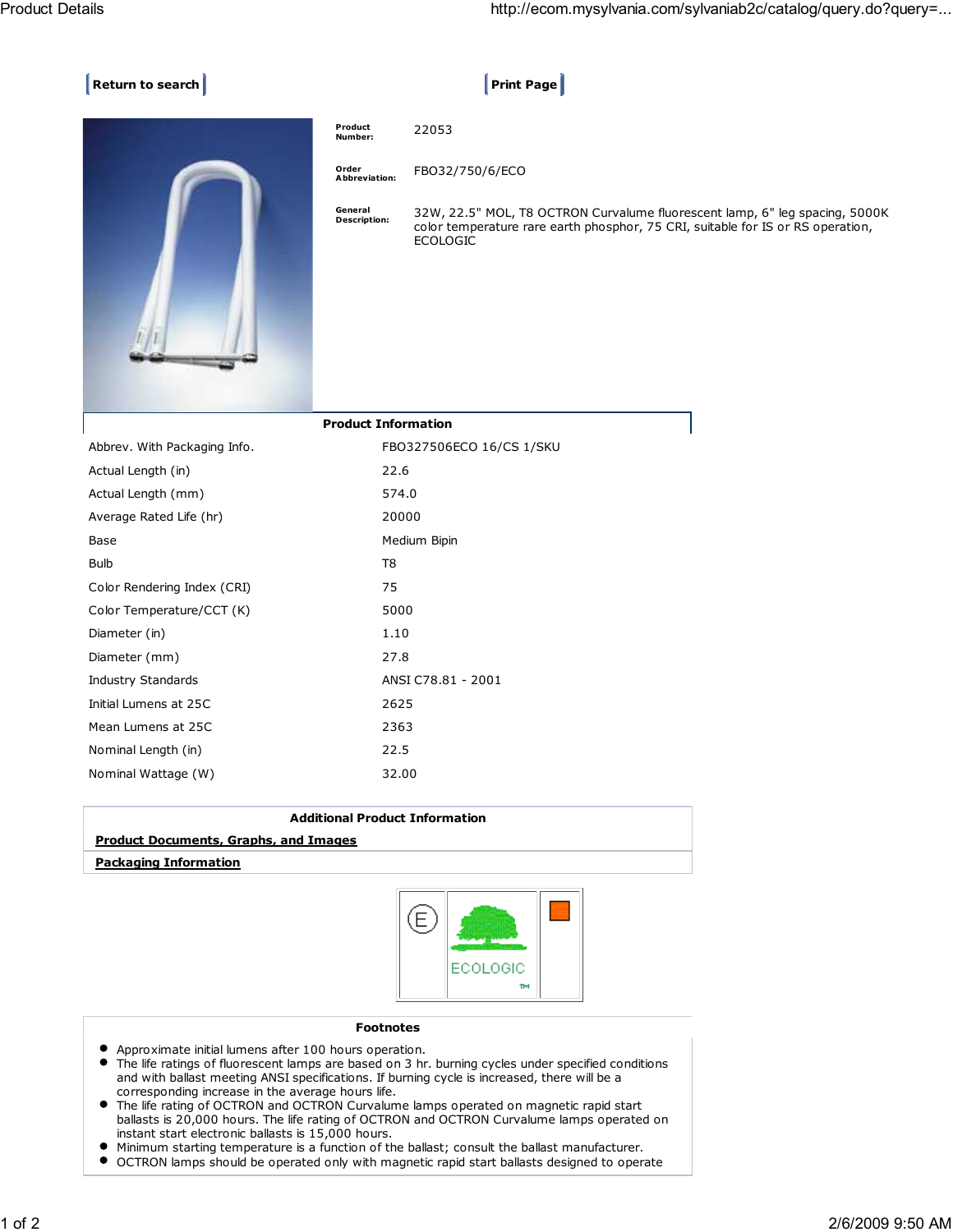Return to search | Print Page

| | |
|---|---|
| **Product Number:** | 22053 |
| **Order Abbreviation:** | FBO32/750/6/ECO |
| **General Description:** | 32W, 22.5" MOL, T8 OCTRON Curvalume fluorescent lamp, 6" leg spacing, 5000K color temperature rare earth phosphor, 75 CRI, suitable for IS or RS operation, ECOLOGIC |

## Product Information

| | |
|---|---|
| Abbrev. With Packaging Info. | FBO327506ECO 16/CS 1/SKU |
| Actual Length (in) | 22.6 |
| Actual Length (mm) | 574.0 |
| Average Rated Life (hr) | 20000 |
| Base | Medium Bipin |
| Bulb | T8 |
| Color Rendering Index (CRI) | 75 |
| Color Temperature/CCT (K) | 5000 |
| Diameter (in) | 1.10 |
| Diameter (mm) | 27.8 |
| Industry Standards | ANSI C78.81 - 2001 |
| Initial Lumens at 25C | 2625 |
| Mean Lumens at 25C | 2363 |
| Nominal Length (in) | 22.5 |
| Nominal Wattage (W) | 32.00 |

## Additional Product Information

**Product Documents, Graphs, and Images**

**Packaging Information**

ECOLOGIC™

## Footnotes

- Approximate initial lumens after 100 hours operation.
- The life ratings of fluorescent lamps are based on 3 hr. burning cycles under specified conditions and with ballast meeting ANSI specifications. If burning cycle is increased, there will be a corresponding increase in the average hours life.
- The life rating of OCTRON and OCTRON Curvalume lamps operated on magnetic rapid start ballasts is 20,000 hours. The life rating of OCTRON and OCTRON Curvalume lamps operated on instant start electronic ballasts is 15,000 hours.
- Minimum starting temperature is a function of the ballast; consult the ballast manufacturer.
- OCTRON lamps should be operated only with magnetic rapid start ballasts designed to operate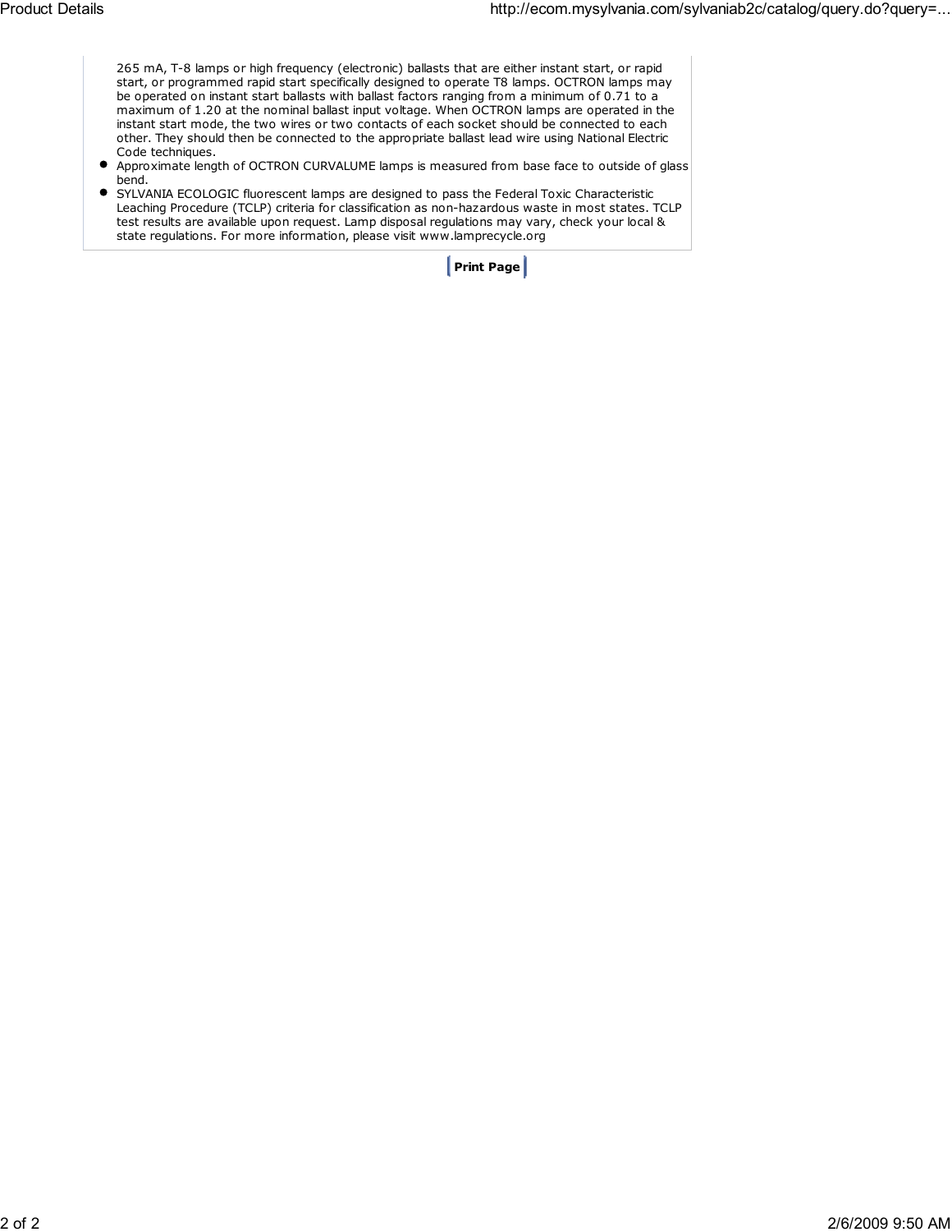265 mA, T-8 lamps or high frequency (electronic) ballasts that are either instant start, or rapid start, or programmed rapid start specifically designed to operate T8 lamps. OCTRON lamps may be operated on instant start ballasts with ballast factors ranging from a minimum of 0.71 to a maximum of 1.20 at the nominal ballast input voltage. When OCTRON lamps are operated in the instant start mode, the two wires or two contacts of each socket should be connected to each other. They should then be connected to the appropriate ballast lead wire using National Electric Code techniques.

- Approximate length of OCTRON CURVALUME lamps is measured from base face to outside of glass bend.
- SYLVANIA ECOLOGIC fluorescent lamps are designed to pass the Federal Toxic Characteristic Leaching Procedure (TCLP) criteria for classification as non-hazardous waste in most states. TCLP test results are available upon request. Lamp disposal regulations may vary, check your local & state regulations. For more information, please visit www.lamprecycle.org

Print Page